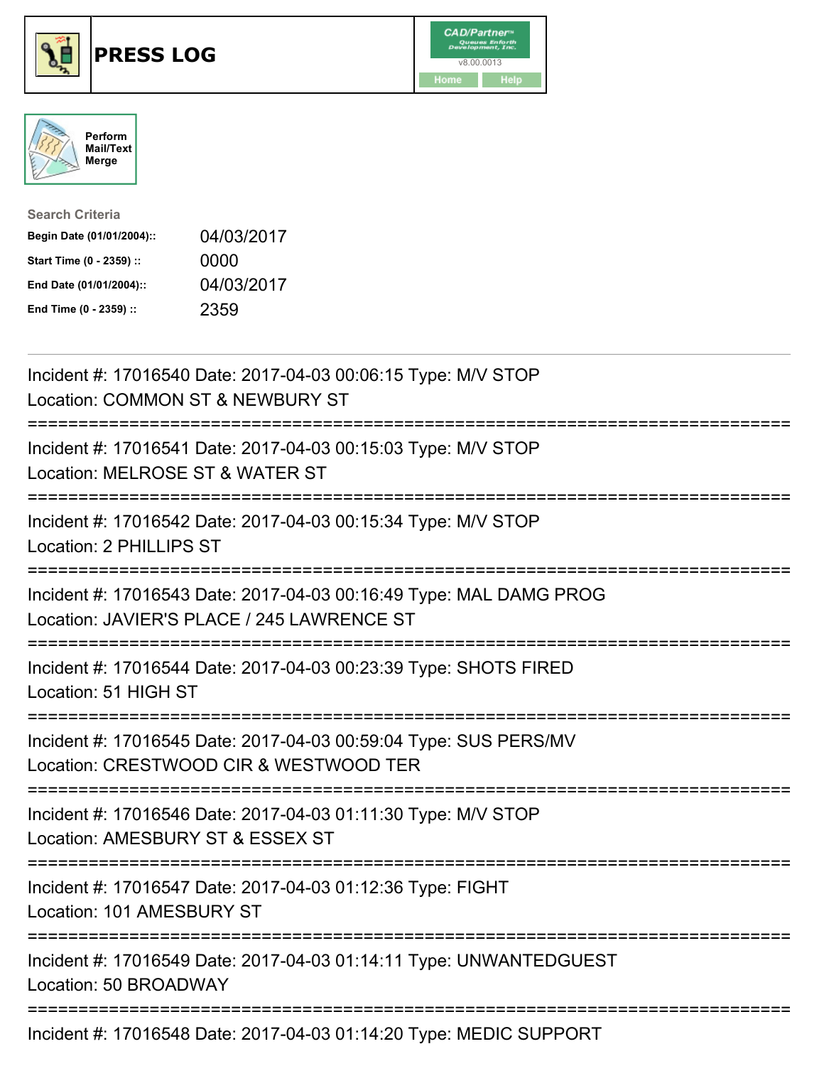# PRESS LOG

Perform Mail/Text Merge

**Search Criteria**

| | |
|---|---|
| **Begin Date (01/01/2004)::** | 04/03/2017 |
| **Start Time (0 - 2359) ::** | 0000 |
| **End Date (01/01/2004)::** | 04/03/2017 |
| **End Time (0 - 2359) ::** | 2359 |

Incident #: 17016540 Date: 2017-04-03 00:06:15 Type: M/V STOP
Location: COMMON ST & NEWBURY ST

===========================================================================

Incident #: 17016541 Date: 2017-04-03 00:15:03 Type: M/V STOP
Location: MELROSE ST & WATER ST

===========================================================================

Incident #: 17016542 Date: 2017-04-03 00:15:34 Type: M/V STOP
Location: 2 PHILLIPS ST

===========================================================================

Incident #: 17016543 Date: 2017-04-03 00:16:49 Type: MAL DAMG PROG
Location: JAVIER'S PLACE / 245 LAWRENCE ST

===========================================================================

Incident #: 17016544 Date: 2017-04-03 00:23:39 Type: SHOTS FIRED
Location: 51 HIGH ST

===========================================================================

Incident #: 17016545 Date: 2017-04-03 00:59:04 Type: SUS PERS/MV
Location: CRESTWOOD CIR & WESTWOOD TER

===========================================================================

Incident #: 17016546 Date: 2017-04-03 01:11:30 Type: M/V STOP
Location: AMESBURY ST & ESSEX ST

===========================================================================

Incident #: 17016547 Date: 2017-04-03 01:12:36 Type: FIGHT
Location: 101 AMESBURY ST

===========================================================================

Incident #: 17016549 Date: 2017-04-03 01:14:11 Type: UNWANTEDGUEST
Location: 50 BROADWAY

===========================================================================

Incident #: 17016548 Date: 2017-04-03 01:14:20 Type: MEDIC SUPPORT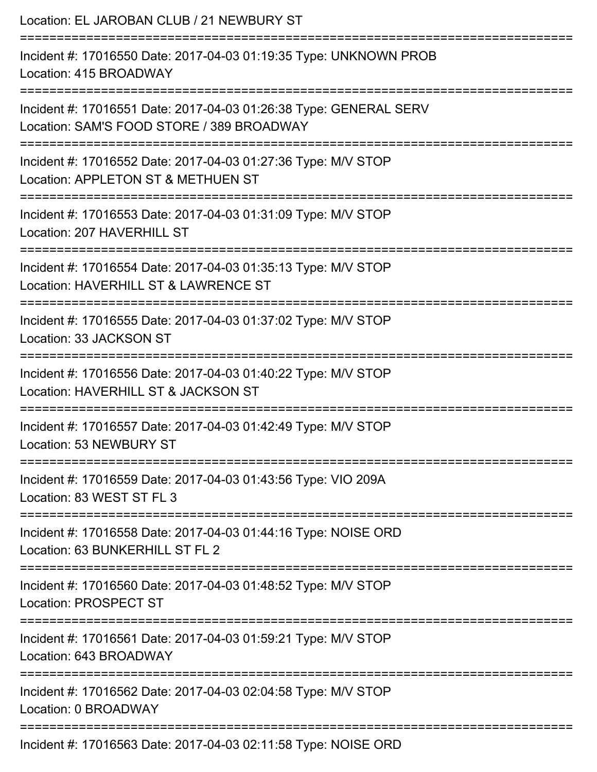Location: EL JAROBAN CLUB / 21 NEWBURY ST

===========================================================================

Incident #: 17016550 Date: 2017-04-03 01:19:35 Type: UNKNOWN PROB

Location: 415 BROADWAY

===========================================================================

Incident #: 17016551 Date: 2017-04-03 01:26:38 Type: GENERAL SERV

Location: SAM'S FOOD STORE / 389 BROADWAY

===========================================================================

Incident #: 17016552 Date: 2017-04-03 01:27:36 Type: M/V STOP

Location: APPLETON ST & METHUEN ST

===========================================================================

Incident #: 17016553 Date: 2017-04-03 01:31:09 Type: M/V STOP

Location: 207 HAVERHILL ST

===========================================================================

Incident #: 17016554 Date: 2017-04-03 01:35:13 Type: M/V STOP

Location: HAVERHILL ST & LAWRENCE ST

===========================================================================

Incident #: 17016555 Date: 2017-04-03 01:37:02 Type: M/V STOP

Location: 33 JACKSON ST

===========================================================================

Incident #: 17016556 Date: 2017-04-03 01:40:22 Type: M/V STOP

Location: HAVERHILL ST & JACKSON ST

===========================================================================

Incident #: 17016557 Date: 2017-04-03 01:42:49 Type: M/V STOP

Location: 53 NEWBURY ST

===========================================================================

Incident #: 17016559 Date: 2017-04-03 01:43:56 Type: VIO 209A

Location: 83 WEST ST FL 3

===========================================================================

Incident #: 17016558 Date: 2017-04-03 01:44:16 Type: NOISE ORD

Location: 63 BUNKERHILL ST FL 2

===========================================================================

Incident #: 17016560 Date: 2017-04-03 01:48:52 Type: M/V STOP

Location: PROSPECT ST

===========================================================================

Incident #: 17016561 Date: 2017-04-03 01:59:21 Type: M/V STOP

Location: 643 BROADWAY

===========================================================================

Incident #: 17016562 Date: 2017-04-03 02:04:58 Type: M/V STOP

Location: 0 BROADWAY

===========================================================================

Incident #: 17016563 Date: 2017-04-03 02:11:58 Type: NOISE ORD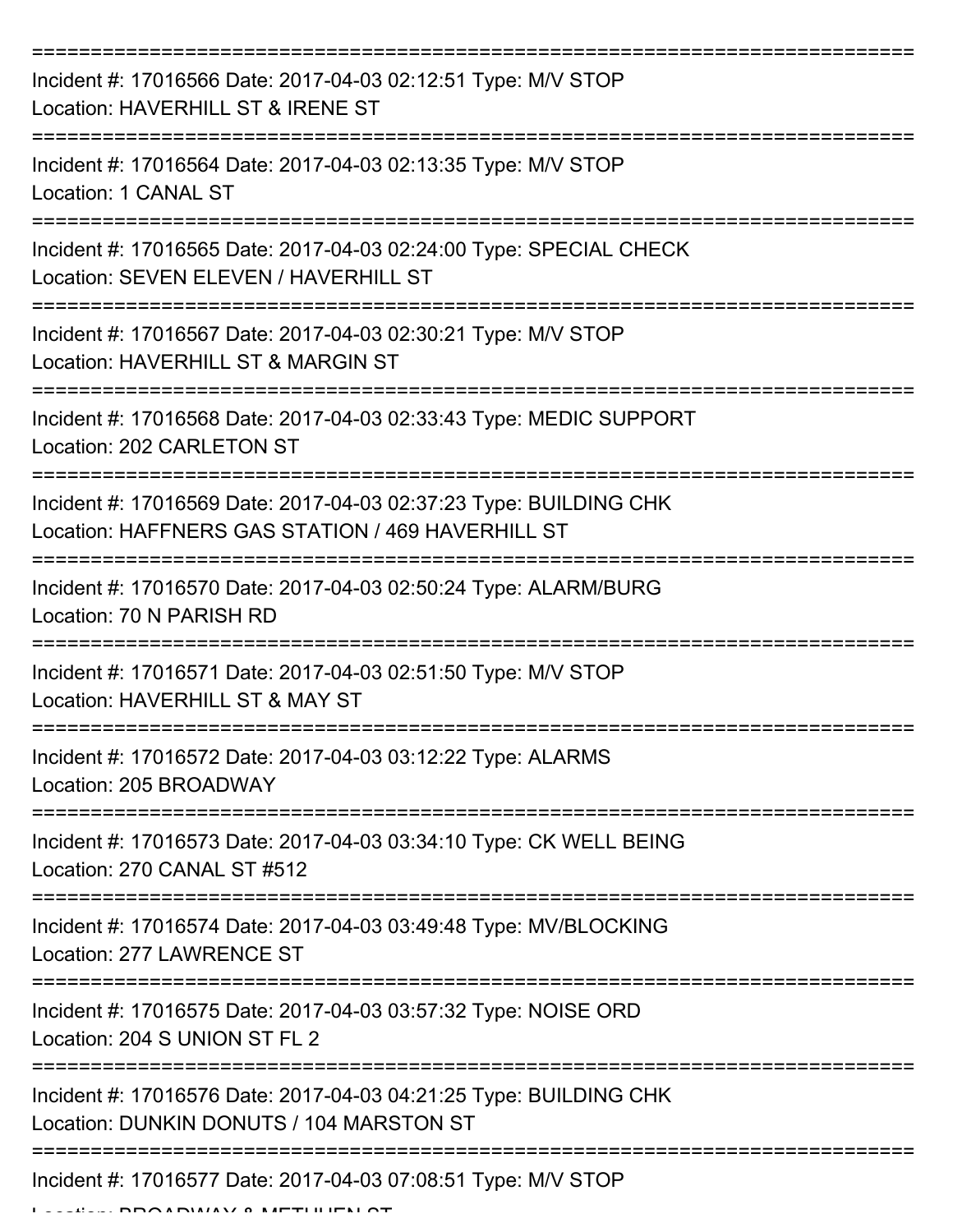==============================================================================
Incident #: 17016566 Date: 2017-04-03 02:12:51 Type: M/V STOP
Location: HAVERHILL ST & IRENE ST
==============================================================================
Incident #: 17016564 Date: 2017-04-03 02:13:35 Type: M/V STOP
Location: 1 CANAL ST
==============================================================================
Incident #: 17016565 Date: 2017-04-03 02:24:00 Type: SPECIAL CHECK
Location: SEVEN ELEVEN / HAVERHILL ST
==============================================================================
Incident #: 17016567 Date: 2017-04-03 02:30:21 Type: M/V STOP
Location: HAVERHILL ST & MARGIN ST
==============================================================================
Incident #: 17016568 Date: 2017-04-03 02:33:43 Type: MEDIC SUPPORT
Location: 202 CARLETON ST
==============================================================================
Incident #: 17016569 Date: 2017-04-03 02:37:23 Type: BUILDING CHK
Location: HAFFNERS GAS STATION / 469 HAVERHILL ST
==============================================================================
Incident #: 17016570 Date: 2017-04-03 02:50:24 Type: ALARM/BURG
Location: 70 N PARISH RD
==============================================================================
Incident #: 17016571 Date: 2017-04-03 02:51:50 Type: M/V STOP
Location: HAVERHILL ST & MAY ST
==============================================================================
Incident #: 17016572 Date: 2017-04-03 03:12:22 Type: ALARMS
Location: 205 BROADWAY
==============================================================================
Incident #: 17016573 Date: 2017-04-03 03:34:10 Type: CK WELL BEING
Location: 270 CANAL ST #512
==============================================================================
Incident #: 17016574 Date: 2017-04-03 03:49:48 Type: MV/BLOCKING
Location: 277 LAWRENCE ST
==============================================================================
Incident #: 17016575 Date: 2017-04-03 03:57:32 Type: NOISE ORD
Location: 204 S UNION ST FL 2
==============================================================================
Incident #: 17016576 Date: 2017-04-03 04:21:25 Type: BUILDING CHK
Location: DUNKIN DONUTS / 104 MARSTON ST
==============================================================================
Incident #: 17016577 Date: 2017-04-03 07:08:51 Type: M/V STOP
Location: BROADWAY & METHUEN ST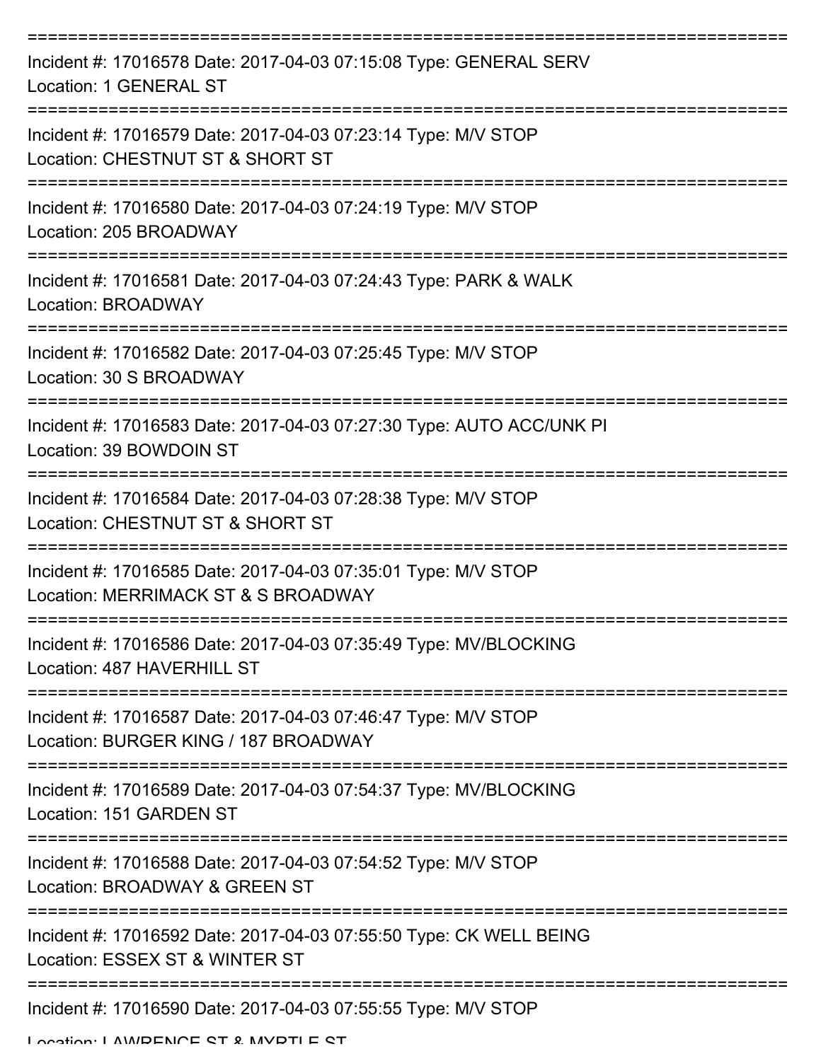===========================================================================

Incident #: 17016578 Date: 2017-04-03 07:15:08 Type: GENERAL SERV
Location: 1 GENERAL ST

===========================================================================

Incident #: 17016579 Date: 2017-04-03 07:23:14 Type: M/V STOP
Location: CHESTNUT ST & SHORT ST

===========================================================================

Incident #: 17016580 Date: 2017-04-03 07:24:19 Type: M/V STOP
Location: 205 BROADWAY

===========================================================================

Incident #: 17016581 Date: 2017-04-03 07:24:43 Type: PARK & WALK
Location: BROADWAY

===========================================================================

Incident #: 17016582 Date: 2017-04-03 07:25:45 Type: M/V STOP
Location: 30 S BROADWAY

===========================================================================

Incident #: 17016583 Date: 2017-04-03 07:27:30 Type: AUTO ACC/UNK PI
Location: 39 BOWDOIN ST

===========================================================================

Incident #: 17016584 Date: 2017-04-03 07:28:38 Type: M/V STOP
Location: CHESTNUT ST & SHORT ST

===========================================================================

Incident #: 17016585 Date: 2017-04-03 07:35:01 Type: M/V STOP
Location: MERRIMACK ST & S BROADWAY

===========================================================================

Incident #: 17016586 Date: 2017-04-03 07:35:49 Type: MV/BLOCKING
Location: 487 HAVERHILL ST

===========================================================================

Incident #: 17016587 Date: 2017-04-03 07:46:47 Type: M/V STOP
Location: BURGER KING / 187 BROADWAY

===========================================================================

Incident #: 17016589 Date: 2017-04-03 07:54:37 Type: MV/BLOCKING
Location: 151 GARDEN ST

===========================================================================

Incident #: 17016588 Date: 2017-04-03 07:54:52 Type: M/V STOP
Location: BROADWAY & GREEN ST

===========================================================================

Incident #: 17016592 Date: 2017-04-03 07:55:50 Type: CK WELL BEING
Location: ESSEX ST & WINTER ST

===========================================================================

Incident #: 17016590 Date: 2017-04-03 07:55:55 Type: M/V STOP
Location: LAWRENCE ST & MYRTLE ST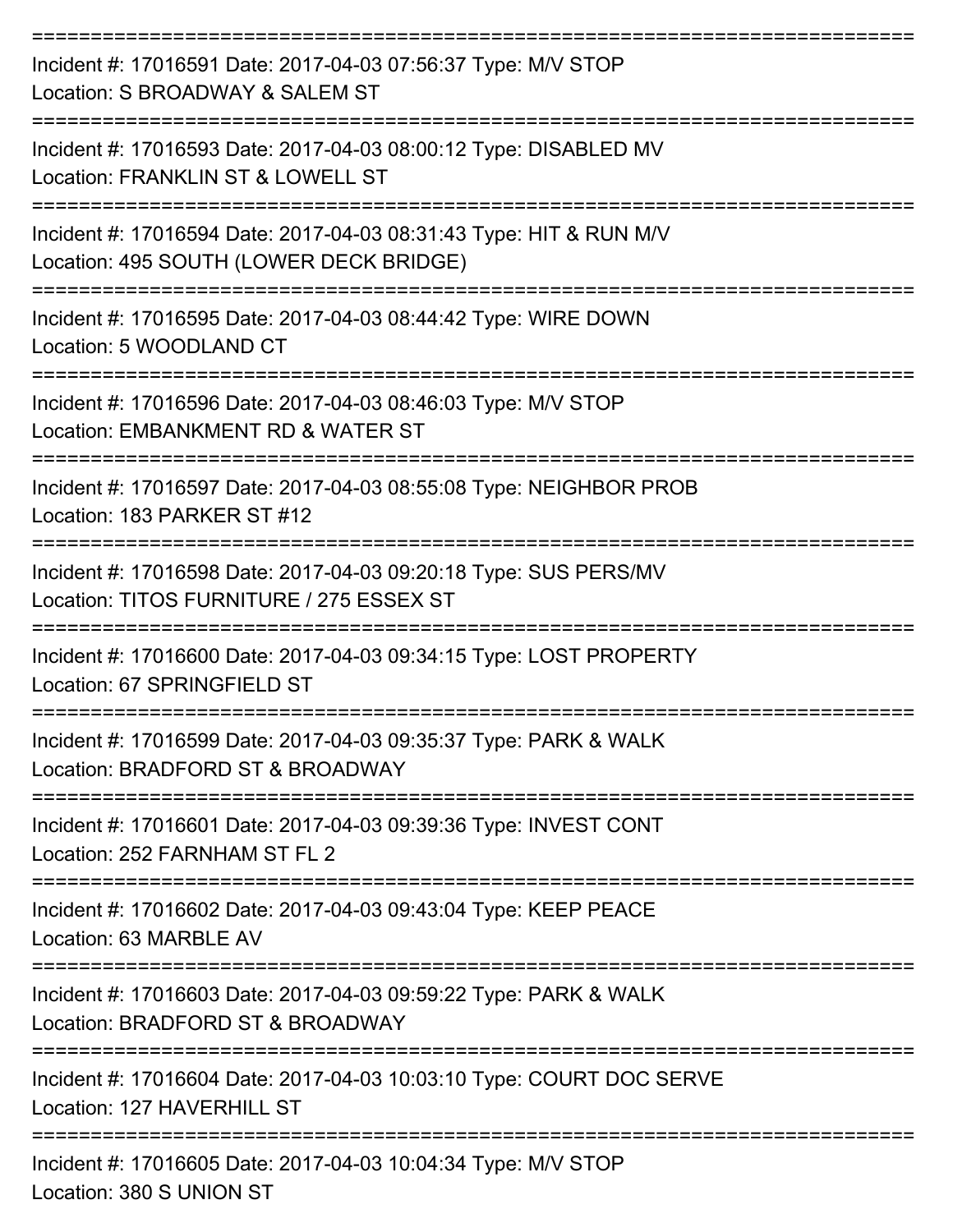===========================================================================

Incident #: 17016591 Date: 2017-04-03 07:56:37 Type: M/V STOP
Location: S BROADWAY & SALEM ST

===========================================================================

Incident #: 17016593 Date: 2017-04-03 08:00:12 Type: DISABLED MV
Location: FRANKLIN ST & LOWELL ST

===========================================================================

Incident #: 17016594 Date: 2017-04-03 08:31:43 Type: HIT & RUN M/V
Location: 495 SOUTH (LOWER DECK BRIDGE)

===========================================================================

Incident #: 17016595 Date: 2017-04-03 08:44:42 Type: WIRE DOWN
Location: 5 WOODLAND CT

===========================================================================

Incident #: 17016596 Date: 2017-04-03 08:46:03 Type: M/V STOP
Location: EMBANKMENT RD & WATER ST

===========================================================================

Incident #: 17016597 Date: 2017-04-03 08:55:08 Type: NEIGHBOR PROB
Location: 183 PARKER ST #12

===========================================================================

Incident #: 17016598 Date: 2017-04-03 09:20:18 Type: SUS PERS/MV
Location: TITOS FURNITURE / 275 ESSEX ST

===========================================================================

Incident #: 17016600 Date: 2017-04-03 09:34:15 Type: LOST PROPERTY
Location: 67 SPRINGFIELD ST

===========================================================================

Incident #: 17016599 Date: 2017-04-03 09:35:37 Type: PARK & WALK
Location: BRADFORD ST & BROADWAY

===========================================================================

Incident #: 17016601 Date: 2017-04-03 09:39:36 Type: INVEST CONT
Location: 252 FARNHAM ST FL 2

===========================================================================

Incident #: 17016602 Date: 2017-04-03 09:43:04 Type: KEEP PEACE
Location: 63 MARBLE AV

===========================================================================

Incident #: 17016603 Date: 2017-04-03 09:59:22 Type: PARK & WALK
Location: BRADFORD ST & BROADWAY

===========================================================================

Incident #: 17016604 Date: 2017-04-03 10:03:10 Type: COURT DOC SERVE
Location: 127 HAVERHILL ST

===========================================================================

Incident #: 17016605 Date: 2017-04-03 10:04:34 Type: M/V STOP
Location: 380 S UNION ST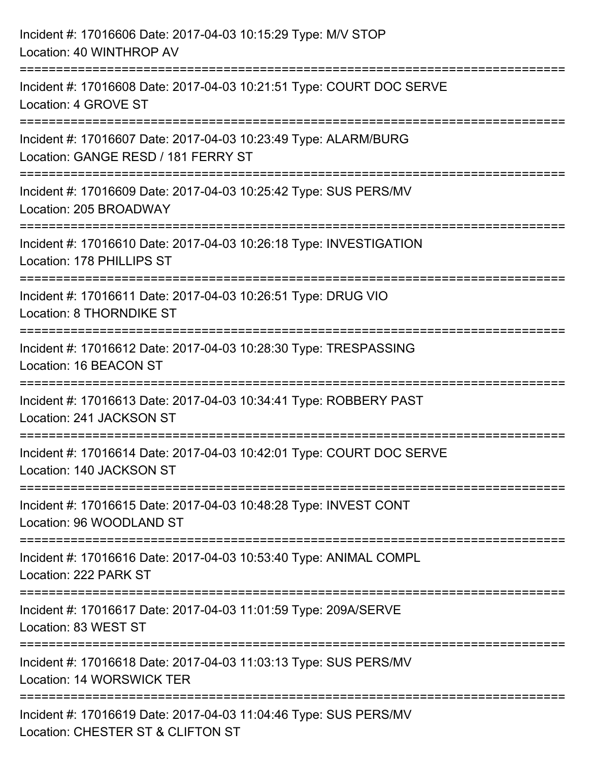Incident #: 17016606 Date: 2017-04-03 10:15:29 Type: M/V STOP
Location: 40 WINTHROP AV

===========================================================================

Incident #: 17016608 Date: 2017-04-03 10:21:51 Type: COURT DOC SERVE
Location: 4 GROVE ST

===========================================================================

Incident #: 17016607 Date: 2017-04-03 10:23:49 Type: ALARM/BURG
Location: GANGE RESD / 181 FERRY ST

===========================================================================

Incident #: 17016609 Date: 2017-04-03 10:25:42 Type: SUS PERS/MV
Location: 205 BROADWAY

===========================================================================

Incident #: 17016610 Date: 2017-04-03 10:26:18 Type: INVESTIGATION
Location: 178 PHILLIPS ST

===========================================================================

Incident #: 17016611 Date: 2017-04-03 10:26:51 Type: DRUG VIO
Location: 8 THORNDIKE ST

===========================================================================

Incident #: 17016612 Date: 2017-04-03 10:28:30 Type: TRESPASSING
Location: 16 BEACON ST

===========================================================================

Incident #: 17016613 Date: 2017-04-03 10:34:41 Type: ROBBERY PAST
Location: 241 JACKSON ST

===========================================================================

Incident #: 17016614 Date: 2017-04-03 10:42:01 Type: COURT DOC SERVE
Location: 140 JACKSON ST

===========================================================================

Incident #: 17016615 Date: 2017-04-03 10:48:28 Type: INVEST CONT
Location: 96 WOODLAND ST

===========================================================================

Incident #: 17016616 Date: 2017-04-03 10:53:40 Type: ANIMAL COMPL
Location: 222 PARK ST

===========================================================================

Incident #: 17016617 Date: 2017-04-03 11:01:59 Type: 209A/SERVE
Location: 83 WEST ST

===========================================================================

Incident #: 17016618 Date: 2017-04-03 11:03:13 Type: SUS PERS/MV
Location: 14 WORSWICK TER

===========================================================================

Incident #: 17016619 Date: 2017-04-03 11:04:46 Type: SUS PERS/MV
Location: CHESTER ST & CLIFTON ST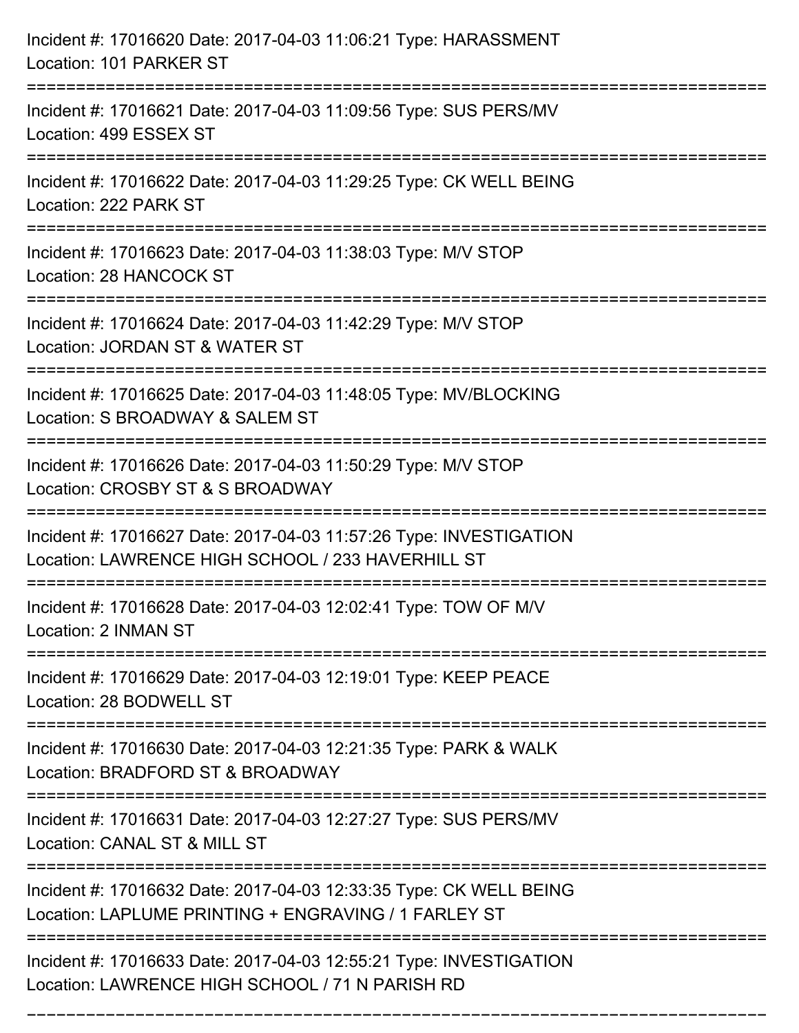Incident #: 17016620 Date: 2017-04-03 11:06:21 Type: HARASSMENT
Location: 101 PARKER ST

===========================================================================

Incident #: 17016621 Date: 2017-04-03 11:09:56 Type: SUS PERS/MV
Location: 499 ESSEX ST

===========================================================================

Incident #: 17016622 Date: 2017-04-03 11:29:25 Type: CK WELL BEING
Location: 222 PARK ST

===========================================================================

Incident #: 17016623 Date: 2017-04-03 11:38:03 Type: M/V STOP
Location: 28 HANCOCK ST

===========================================================================

Incident #: 17016624 Date: 2017-04-03 11:42:29 Type: M/V STOP
Location: JORDAN ST & WATER ST

===========================================================================

Incident #: 17016625 Date: 2017-04-03 11:48:05 Type: MV/BLOCKING
Location: S BROADWAY & SALEM ST

===========================================================================

Incident #: 17016626 Date: 2017-04-03 11:50:29 Type: M/V STOP
Location: CROSBY ST & S BROADWAY

===========================================================================

Incident #: 17016627 Date: 2017-04-03 11:57:26 Type: INVESTIGATION
Location: LAWRENCE HIGH SCHOOL / 233 HAVERHILL ST

===========================================================================

Incident #: 17016628 Date: 2017-04-03 12:02:41 Type: TOW OF M/V
Location: 2 INMAN ST

===========================================================================

Incident #: 17016629 Date: 2017-04-03 12:19:01 Type: KEEP PEACE
Location: 28 BODWELL ST

===========================================================================

Incident #: 17016630 Date: 2017-04-03 12:21:35 Type: PARK & WALK
Location: BRADFORD ST & BROADWAY

===========================================================================

Incident #: 17016631 Date: 2017-04-03 12:27:27 Type: SUS PERS/MV
Location: CANAL ST & MILL ST

===========================================================================

Incident #: 17016632 Date: 2017-04-03 12:33:35 Type: CK WELL BEING
Location: LAPLUME PRINTING + ENGRAVING / 1 FARLEY ST

===========================================================================

Incident #: 17016633 Date: 2017-04-03 12:55:21 Type: INVESTIGATION
Location: LAWRENCE HIGH SCHOOL / 71 N PARISH RD

===========================================================================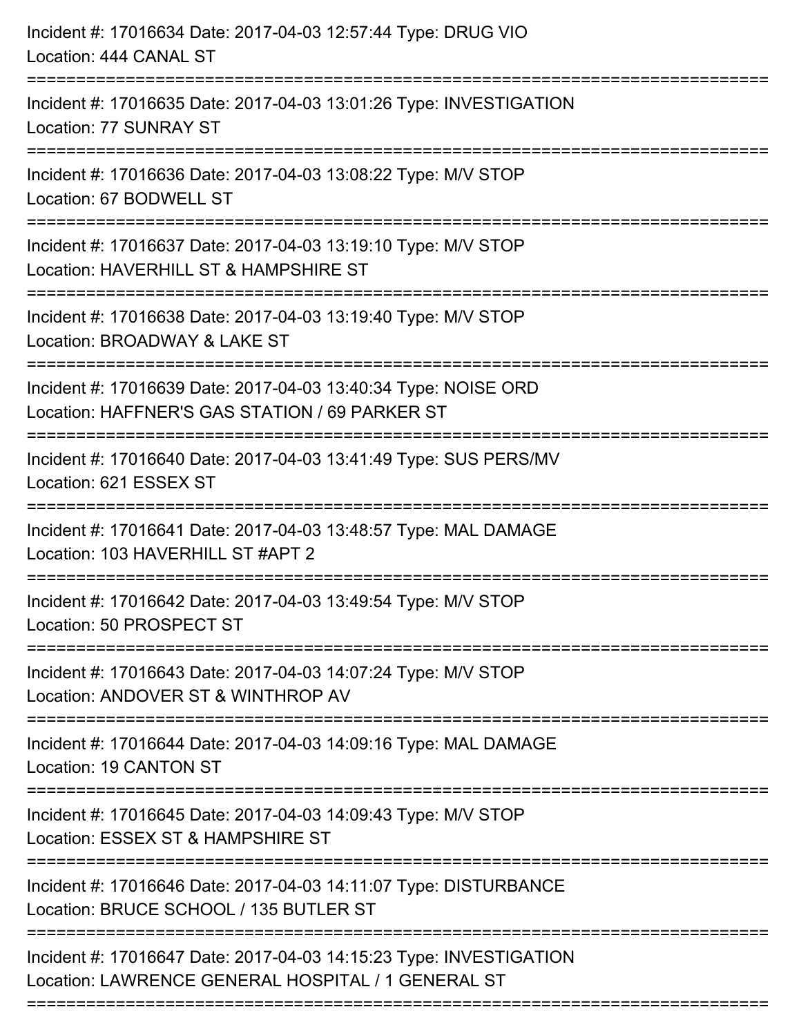Incident #: 17016634 Date: 2017-04-03 12:57:44 Type: DRUG VIO
Location: 444 CANAL ST

===========================================================================

Incident #: 17016635 Date: 2017-04-03 13:01:26 Type: INVESTIGATION
Location: 77 SUNRAY ST

===========================================================================

Incident #: 17016636 Date: 2017-04-03 13:08:22 Type: M/V STOP
Location: 67 BODWELL ST

===========================================================================

Incident #: 17016637 Date: 2017-04-03 13:19:10 Type: M/V STOP
Location: HAVERHILL ST & HAMPSHIRE ST

===========================================================================

Incident #: 17016638 Date: 2017-04-03 13:19:40 Type: M/V STOP
Location: BROADWAY & LAKE ST

===========================================================================

Incident #: 17016639 Date: 2017-04-03 13:40:34 Type: NOISE ORD
Location: HAFFNER'S GAS STATION / 69 PARKER ST

===========================================================================

Incident #: 17016640 Date: 2017-04-03 13:41:49 Type: SUS PERS/MV
Location: 621 ESSEX ST

===========================================================================

Incident #: 17016641 Date: 2017-04-03 13:48:57 Type: MAL DAMAGE
Location: 103 HAVERHILL ST #APT 2

===========================================================================

Incident #: 17016642 Date: 2017-04-03 13:49:54 Type: M/V STOP
Location: 50 PROSPECT ST

===========================================================================

Incident #: 17016643 Date: 2017-04-03 14:07:24 Type: M/V STOP
Location: ANDOVER ST & WINTHROP AV

===========================================================================

Incident #: 17016644 Date: 2017-04-03 14:09:16 Type: MAL DAMAGE
Location: 19 CANTON ST

===========================================================================

Incident #: 17016645 Date: 2017-04-03 14:09:43 Type: M/V STOP
Location: ESSEX ST & HAMPSHIRE ST

===========================================================================

Incident #: 17016646 Date: 2017-04-03 14:11:07 Type: DISTURBANCE
Location: BRUCE SCHOOL / 135 BUTLER ST

===========================================================================

Incident #: 17016647 Date: 2017-04-03 14:15:23 Type: INVESTIGATION
Location: LAWRENCE GENERAL HOSPITAL / 1 GENERAL ST

===========================================================================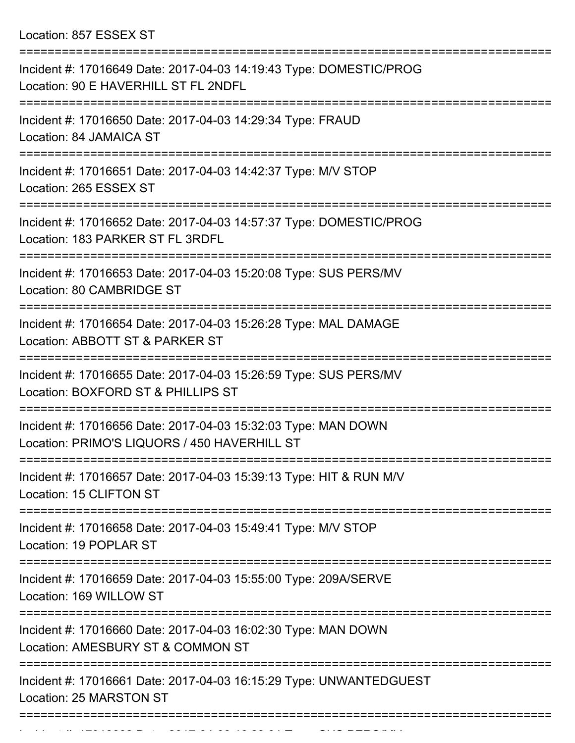Location: 857 ESSEX ST

===========================================================================

Incident #: 17016649 Date: 2017-04-03 14:19:43 Type: DOMESTIC/PROG
Location: 90 E HAVERHILL ST FL 2NDFL

===========================================================================

Incident #: 17016650 Date: 2017-04-03 14:29:34 Type: FRAUD
Location: 84 JAMAICA ST

===========================================================================

Incident #: 17016651 Date: 2017-04-03 14:42:37 Type: M/V STOP
Location: 265 ESSEX ST

===========================================================================

Incident #: 17016652 Date: 2017-04-03 14:57:37 Type: DOMESTIC/PROG
Location: 183 PARKER ST FL 3RDFL

===========================================================================

Incident #: 17016653 Date: 2017-04-03 15:20:08 Type: SUS PERS/MV
Location: 80 CAMBRIDGE ST

===========================================================================

Incident #: 17016654 Date: 2017-04-03 15:26:28 Type: MAL DAMAGE
Location: ABBOTT ST & PARKER ST

===========================================================================

Incident #: 17016655 Date: 2017-04-03 15:26:59 Type: SUS PERS/MV
Location: BOXFORD ST & PHILLIPS ST

===========================================================================

Incident #: 17016656 Date: 2017-04-03 15:32:03 Type: MAN DOWN
Location: PRIMO'S LIQUORS / 450 HAVERHILL ST

===========================================================================

Incident #: 17016657 Date: 2017-04-03 15:39:13 Type: HIT & RUN M/V
Location: 15 CLIFTON ST

===========================================================================

Incident #: 17016658 Date: 2017-04-03 15:49:41 Type: M/V STOP
Location: 19 POPLAR ST

===========================================================================

Incident #: 17016659 Date: 2017-04-03 15:55:00 Type: 209A/SERVE
Location: 169 WILLOW ST

===========================================================================

Incident #: 17016660 Date: 2017-04-03 16:02:30 Type: MAN DOWN
Location: AMESBURY ST & COMMON ST

===========================================================================

Incident #: 17016661 Date: 2017-04-03 16:15:29 Type: UNWANTEDGUEST
Location: 25 MARSTON ST

===========================================================================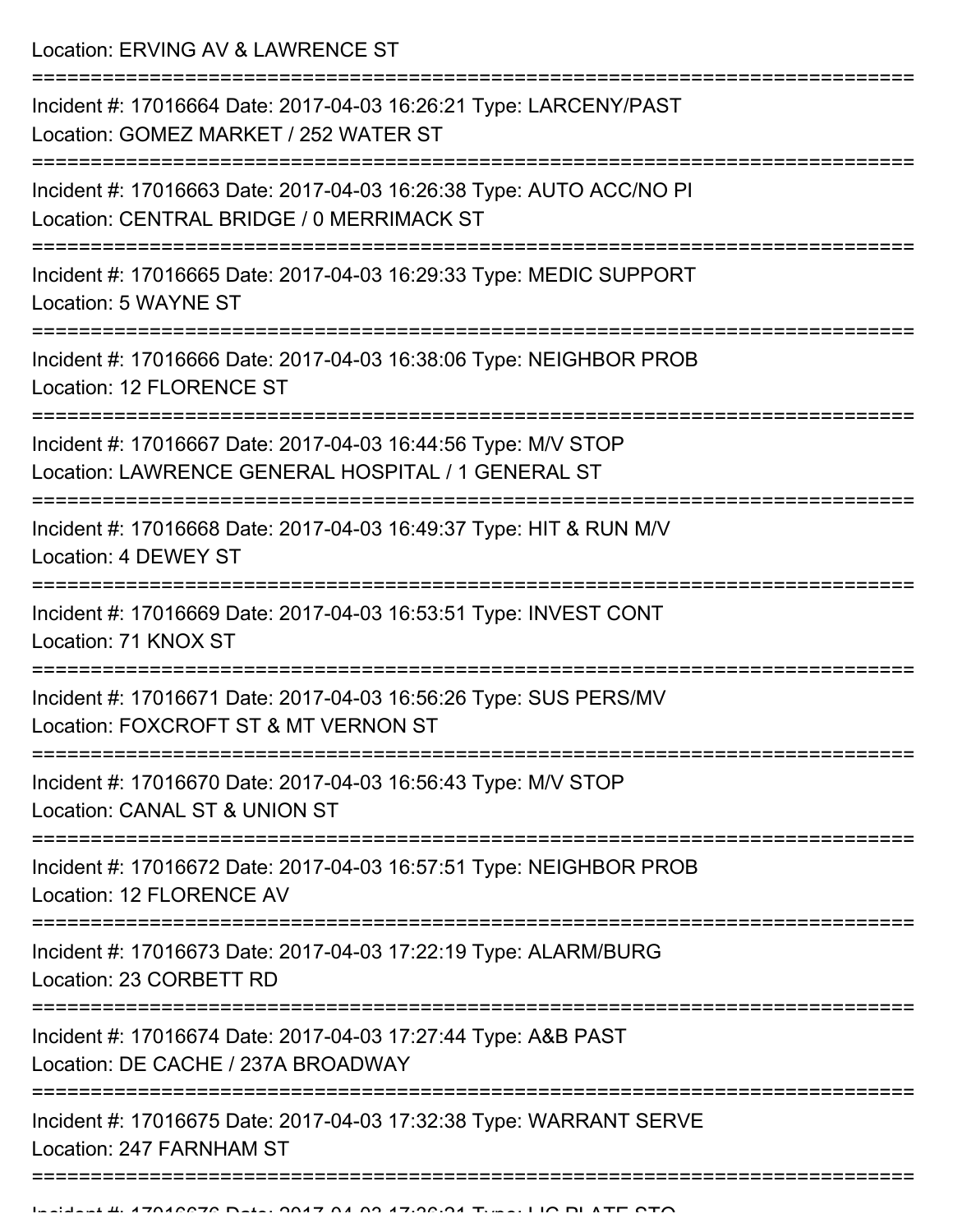Location: ERVING AV & LAWRENCE ST

===========================================================================

Incident #: 17016664 Date: 2017-04-03 16:26:21 Type: LARCENY/PAST

Location: GOMEZ MARKET / 252 WATER ST

===========================================================================

Incident #: 17016663 Date: 2017-04-03 16:26:38 Type: AUTO ACC/NO PI

Location: CENTRAL BRIDGE / 0 MERRIMACK ST

===========================================================================

Incident #: 17016665 Date: 2017-04-03 16:29:33 Type: MEDIC SUPPORT

Location: 5 WAYNE ST

===========================================================================

Incident #: 17016666 Date: 2017-04-03 16:38:06 Type: NEIGHBOR PROB

Location: 12 FLORENCE ST

===========================================================================

Incident #: 17016667 Date: 2017-04-03 16:44:56 Type: M/V STOP

Location: LAWRENCE GENERAL HOSPITAL / 1 GENERAL ST

===========================================================================

Incident #: 17016668 Date: 2017-04-03 16:49:37 Type: HIT & RUN M/V

Location: 4 DEWEY ST

===========================================================================

Incident #: 17016669 Date: 2017-04-03 16:53:51 Type: INVEST CONT

Location: 71 KNOX ST

===========================================================================

Incident #: 17016671 Date: 2017-04-03 16:56:26 Type: SUS PERS/MV

Location: FOXCROFT ST & MT VERNON ST

===========================================================================

Incident #: 17016670 Date: 2017-04-03 16:56:43 Type: M/V STOP

Location: CANAL ST & UNION ST

===========================================================================

Incident #: 17016672 Date: 2017-04-03 16:57:51 Type: NEIGHBOR PROB

Location: 12 FLORENCE AV

===========================================================================

Incident #: 17016673 Date: 2017-04-03 17:22:19 Type: ALARM/BURG

Location: 23 CORBETT RD

===========================================================================

Incident #: 17016674 Date: 2017-04-03 17:27:44 Type: A&B PAST

Location: DE CACHE / 237A BROADWAY

===========================================================================

Incident #: 17016675 Date: 2017-04-03 17:32:38 Type: WARRANT SERVE

Location: 247 FARNHAM ST

===========================================================================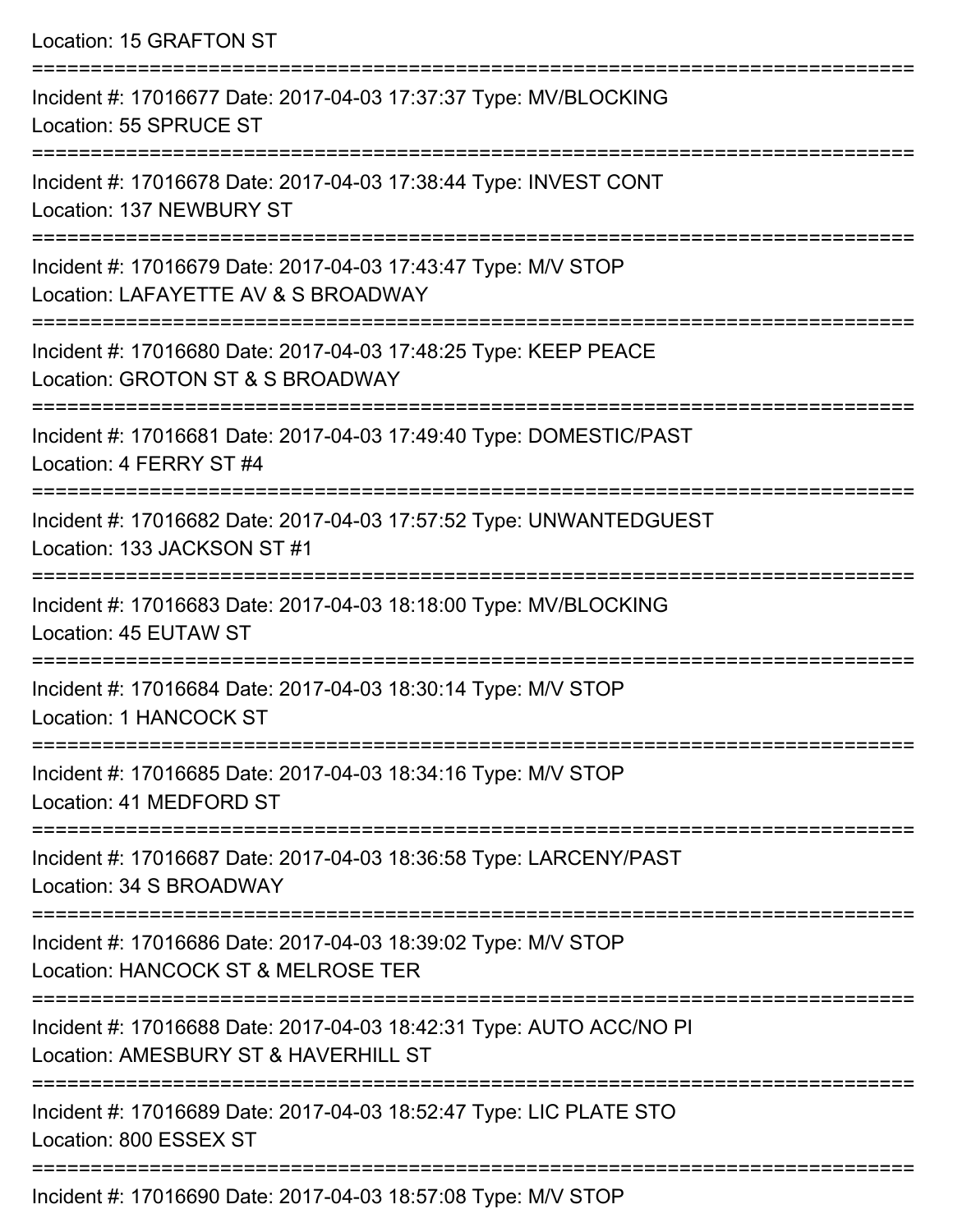Location: 15 GRAFTON ST

===========================================================================

Incident #: 17016677 Date: 2017-04-03 17:37:37 Type: MV/BLOCKING
Location: 55 SPRUCE ST

===========================================================================

Incident #: 17016678 Date: 2017-04-03 17:38:44 Type: INVEST CONT
Location: 137 NEWBURY ST

===========================================================================

Incident #: 17016679 Date: 2017-04-03 17:43:47 Type: M/V STOP
Location: LAFAYETTE AV & S BROADWAY

===========================================================================

Incident #: 17016680 Date: 2017-04-03 17:48:25 Type: KEEP PEACE
Location: GROTON ST & S BROADWAY

===========================================================================

Incident #: 17016681 Date: 2017-04-03 17:49:40 Type: DOMESTIC/PAST
Location: 4 FERRY ST #4

===========================================================================

Incident #: 17016682 Date: 2017-04-03 17:57:52 Type: UNWANTEDGUEST
Location: 133 JACKSON ST #1

===========================================================================

Incident #: 17016683 Date: 2017-04-03 18:18:00 Type: MV/BLOCKING
Location: 45 EUTAW ST

===========================================================================

Incident #: 17016684 Date: 2017-04-03 18:30:14 Type: M/V STOP
Location: 1 HANCOCK ST

===========================================================================

Incident #: 17016685 Date: 2017-04-03 18:34:16 Type: M/V STOP
Location: 41 MEDFORD ST

===========================================================================

Incident #: 17016687 Date: 2017-04-03 18:36:58 Type: LARCENY/PAST
Location: 34 S BROADWAY

===========================================================================

Incident #: 17016686 Date: 2017-04-03 18:39:02 Type: M/V STOP
Location: HANCOCK ST & MELROSE TER

===========================================================================

Incident #: 17016688 Date: 2017-04-03 18:42:31 Type: AUTO ACC/NO PI
Location: AMESBURY ST & HAVERHILL ST

===========================================================================

Incident #: 17016689 Date: 2017-04-03 18:52:47 Type: LIC PLATE STO
Location: 800 ESSEX ST

===========================================================================

Incident #: 17016690 Date: 2017-04-03 18:57:08 Type: M/V STOP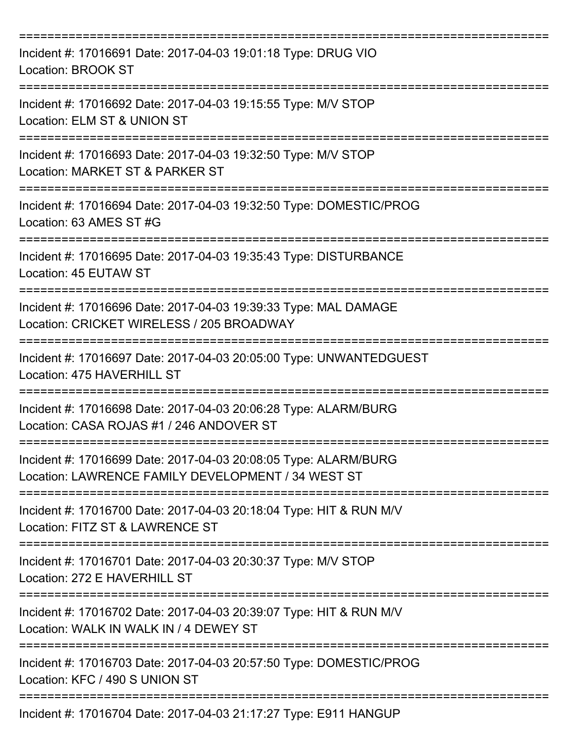===========================================================================

Incident #: 17016691 Date: 2017-04-03 19:01:18 Type: DRUG VIO
Location: BROOK ST

===========================================================================

Incident #: 17016692 Date: 2017-04-03 19:15:55 Type: M/V STOP
Location: ELM ST & UNION ST

===========================================================================

Incident #: 17016693 Date: 2017-04-03 19:32:50 Type: M/V STOP
Location: MARKET ST & PARKER ST

===========================================================================

Incident #: 17016694 Date: 2017-04-03 19:32:50 Type: DOMESTIC/PROG
Location: 63 AMES ST #G

===========================================================================

Incident #: 17016695 Date: 2017-04-03 19:35:43 Type: DISTURBANCE
Location: 45 EUTAW ST

===========================================================================

Incident #: 17016696 Date: 2017-04-03 19:39:33 Type: MAL DAMAGE
Location: CRICKET WIRELESS / 205 BROADWAY

===========================================================================

Incident #: 17016697 Date: 2017-04-03 20:05:00 Type: UNWANTEDGUEST
Location: 475 HAVERHILL ST

===========================================================================

Incident #: 17016698 Date: 2017-04-03 20:06:28 Type: ALARM/BURG
Location: CASA ROJAS #1 / 246 ANDOVER ST

===========================================================================

Incident #: 17016699 Date: 2017-04-03 20:08:05 Type: ALARM/BURG
Location: LAWRENCE FAMILY DEVELOPMENT / 34 WEST ST

===========================================================================

Incident #: 17016700 Date: 2017-04-03 20:18:04 Type: HIT & RUN M/V
Location: FITZ ST & LAWRENCE ST

===========================================================================

Incident #: 17016701 Date: 2017-04-03 20:30:37 Type: M/V STOP
Location: 272 E HAVERHILL ST

===========================================================================

Incident #: 17016702 Date: 2017-04-03 20:39:07 Type: HIT & RUN M/V
Location: WALK IN WALK IN / 4 DEWEY ST

===========================================================================

Incident #: 17016703 Date: 2017-04-03 20:57:50 Type: DOMESTIC/PROG
Location: KFC / 490 S UNION ST

===========================================================================

Incident #: 17016704 Date: 2017-04-03 21:17:27 Type: E911 HANGUP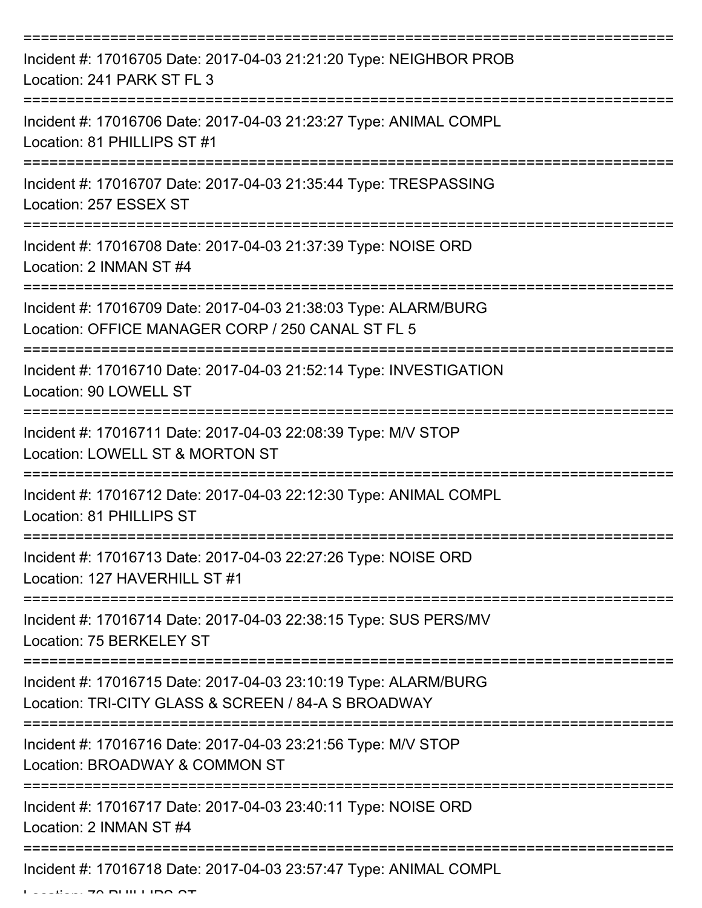===========================================================================

Incident #: 17016705 Date: 2017-04-03 21:21:20 Type: NEIGHBOR PROB
Location: 241 PARK ST FL 3

===========================================================================

Incident #: 17016706 Date: 2017-04-03 21:23:27 Type: ANIMAL COMPL
Location: 81 PHILLIPS ST #1

===========================================================================

Incident #: 17016707 Date: 2017-04-03 21:35:44 Type: TRESPASSING
Location: 257 ESSEX ST

===========================================================================

Incident #: 17016708 Date: 2017-04-03 21:37:39 Type: NOISE ORD
Location: 2 INMAN ST #4

===========================================================================

Incident #: 17016709 Date: 2017-04-03 21:38:03 Type: ALARM/BURG
Location: OFFICE MANAGER CORP / 250 CANAL ST FL 5

===========================================================================

Incident #: 17016710 Date: 2017-04-03 21:52:14 Type: INVESTIGATION
Location: 90 LOWELL ST

===========================================================================

Incident #: 17016711 Date: 2017-04-03 22:08:39 Type: M/V STOP
Location: LOWELL ST & MORTON ST

===========================================================================

Incident #: 17016712 Date: 2017-04-03 22:12:30 Type: ANIMAL COMPL
Location: 81 PHILLIPS ST

===========================================================================

Incident #: 17016713 Date: 2017-04-03 22:27:26 Type: NOISE ORD
Location: 127 HAVERHILL ST #1

===========================================================================

Incident #: 17016714 Date: 2017-04-03 22:38:15 Type: SUS PERS/MV
Location: 75 BERKELEY ST

===========================================================================

Incident #: 17016715 Date: 2017-04-03 23:10:19 Type: ALARM/BURG
Location: TRI-CITY GLASS & SCREEN / 84-A S BROADWAY

===========================================================================

Incident #: 17016716 Date: 2017-04-03 23:21:56 Type: M/V STOP
Location: BROADWAY & COMMON ST

===========================================================================

Incident #: 17016717 Date: 2017-04-03 23:40:11 Type: NOISE ORD
Location: 2 INMAN ST #4

===========================================================================

Incident #: 17016718 Date: 2017-04-03 23:57:47 Type: ANIMAL COMPL
Location: 79 PHILLIPS ST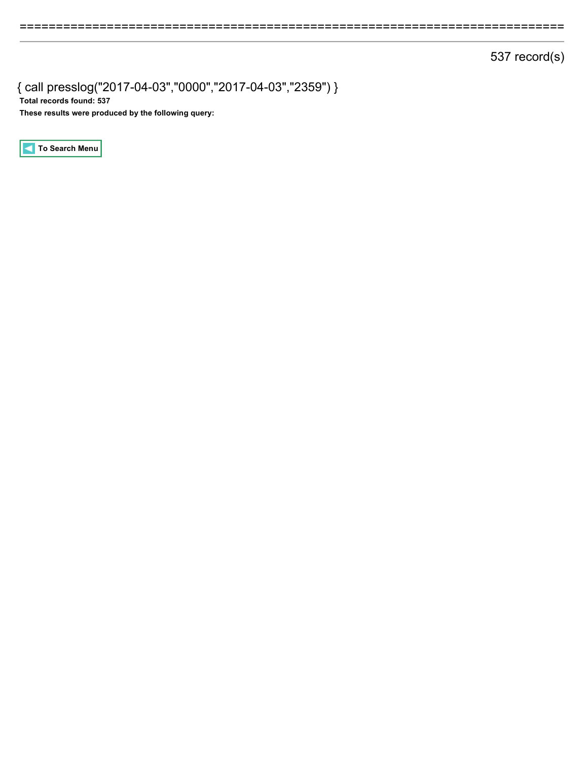================================================================================

537 record(s)

{ call presslog("2017-04-03","0000","2017-04-03","2359") }

**Total records found: 537**

**These results were produced by the following query:**

**To Search Menu**